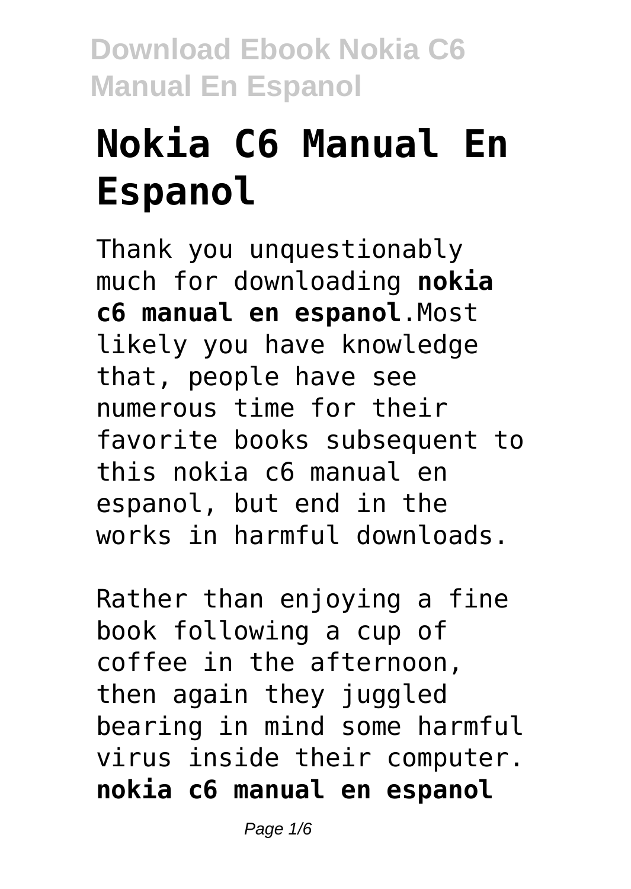# Nokia C6 Manual En Espanol

Thank you unquestionably much for downloading **nokia c6 manual en espanol**.Most likely you have knowledge that, people have see numerous time for their favorite books subsequent to this nokia c6 manual en espanol, but end in the works in harmful downloads.

Rather than enjoying a fine book following a cup of coffee in the afternoon, then again they juggled bearing in mind some harmful virus inside their computer. **nokia c6 manual en espanol**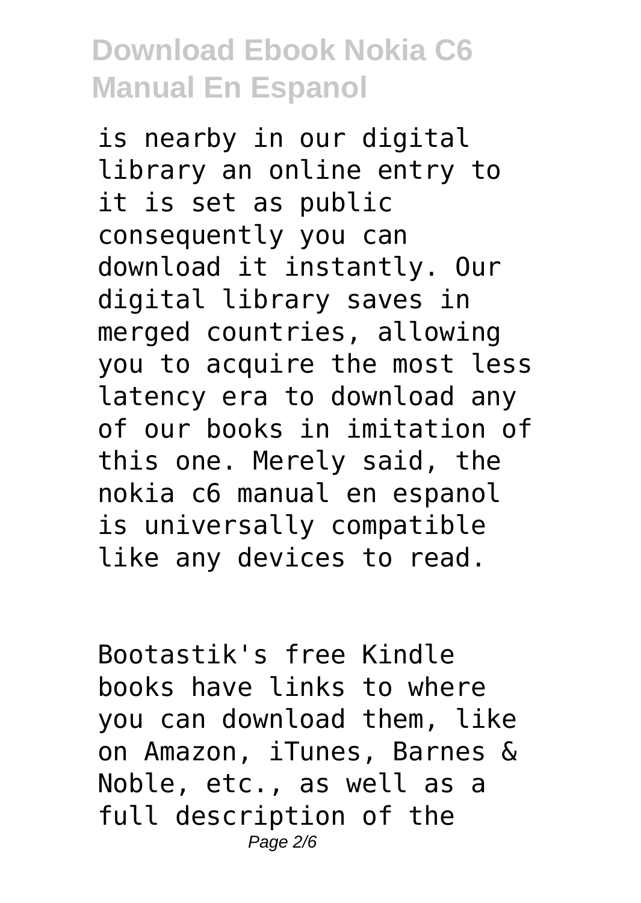is nearby in our digital library an online entry to it is set as public consequently you can download it instantly. Our digital library saves in merged countries, allowing you to acquire the most less latency era to download any of our books in imitation of this one. Merely said, the nokia c6 manual en espanol is universally compatible like any devices to read.

Bootastik's free Kindle books have links to where you can download them, like on Amazon, iTunes, Barnes & Noble, etc., as well as a full description of the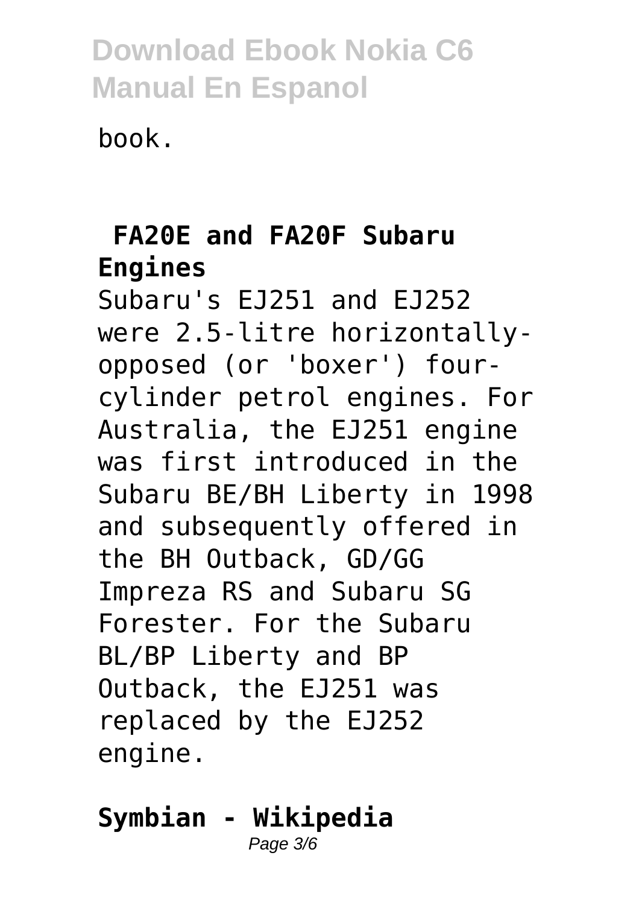book.

## FA20E and FA20F Subaru Engines

Subaru's EJ251 and EJ252 were 2.5-litre horizontally-opposed (or 'boxer') four-cylinder petrol engines. For Australia, the EJ251 engine was first introduced in the Subaru BE/BH Liberty in 1998 and subsequently offered in the BH Outback, GD/GG Impreza RS and Subaru SG Forester. For the Subaru BL/BP Liberty and BP Outback, the EJ251 was replaced by the EJ252 engine.

## Symbian - Wikipedia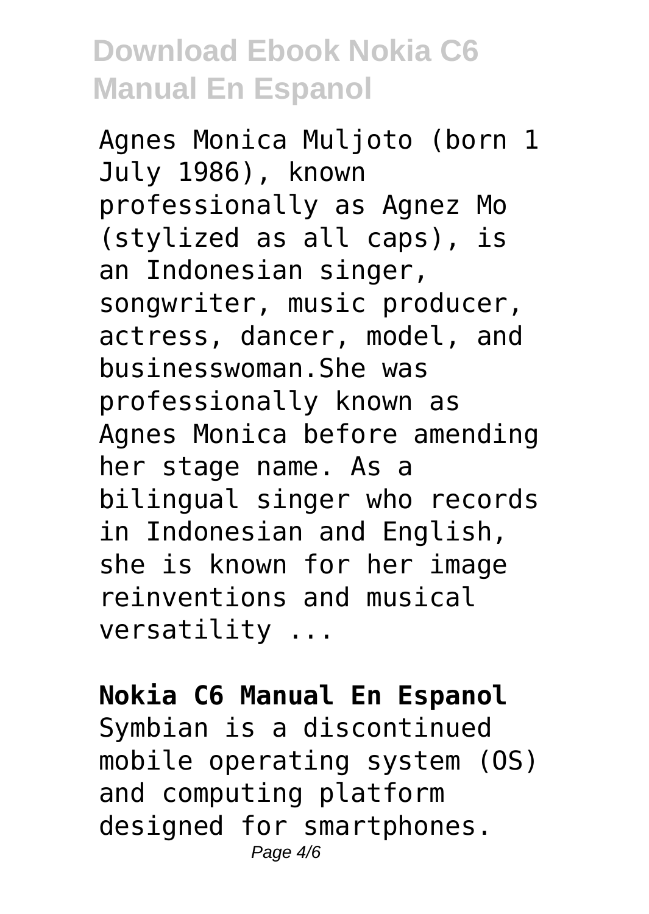Agnes Monica Muljoto (born 1 July 1986), known professionally as Agnez Mo (stylized as all caps), is an Indonesian singer, songwriter, music producer, actress, dancer, model, and businesswoman.She was professionally known as Agnes Monica before amending her stage name. As a bilingual singer who records in Indonesian and English, she is known for her image reinventions and musical versatility ...

**Nokia C6 Manual En Espanol**

Symbian is a discontinued mobile operating system (OS) and computing platform designed for smartphones.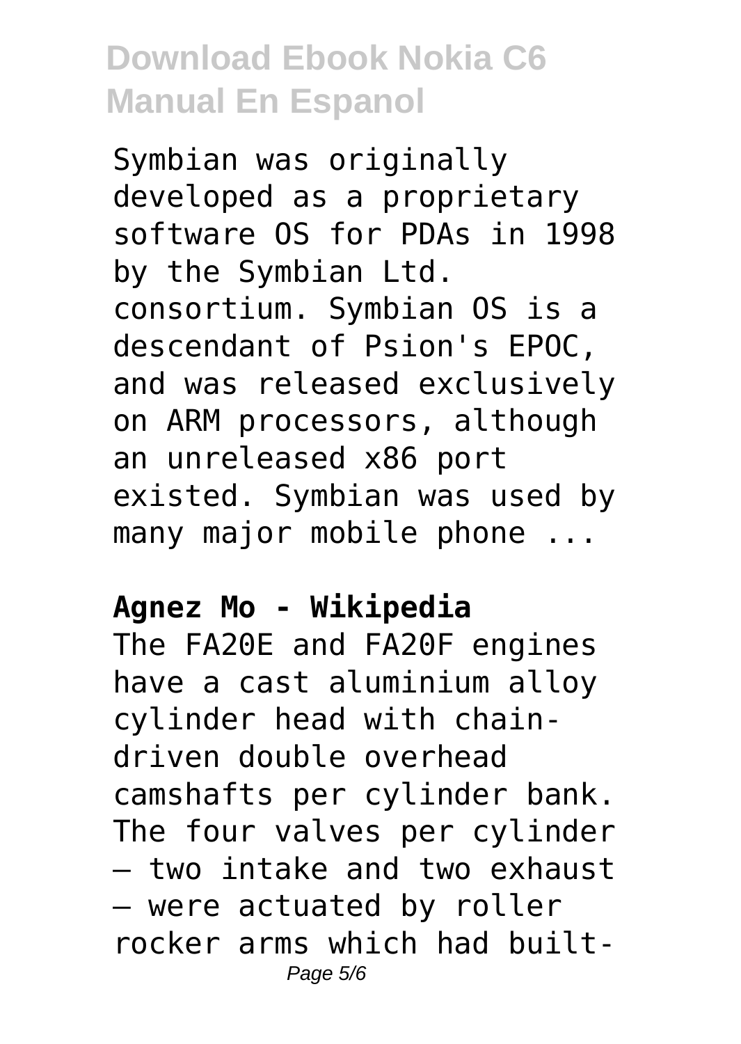Symbian was originally developed as a proprietary software OS for PDAs in 1998 by the Symbian Ltd. consortium. Symbian OS is a descendant of Psion's EPOC, and was released exclusively on ARM processors, although an unreleased x86 port existed. Symbian was used by many major mobile phone ...

**Agnez Mo - Wikipedia**

The FA20E and FA20F engines have a cast aluminium alloy cylinder head with chain-driven double overhead camshafts per cylinder bank. The four valves per cylinder – two intake and two exhaust – were actuated by roller rocker arms which had built-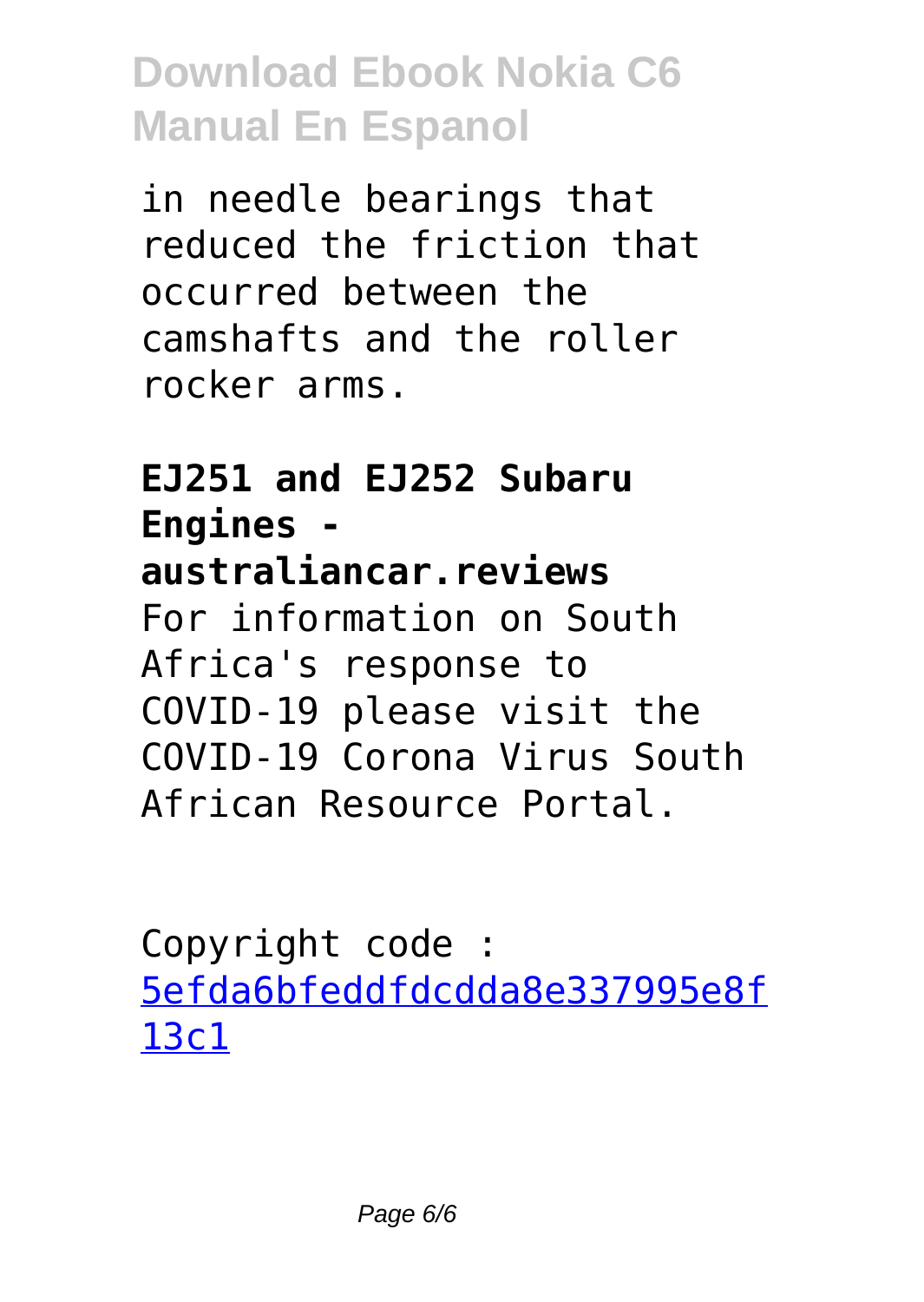in needle bearings that reduced the friction that occurred between the camshafts and the roller rocker arms.

**EJ251 and EJ252 Subaru Engines - australiancar.reviews**
For information on South Africa's response to COVID-19 please visit the COVID-19 Corona Virus South African Resource Portal.

Copyright code : 5efda6bfeddfdcdda8e337995e8f13c1